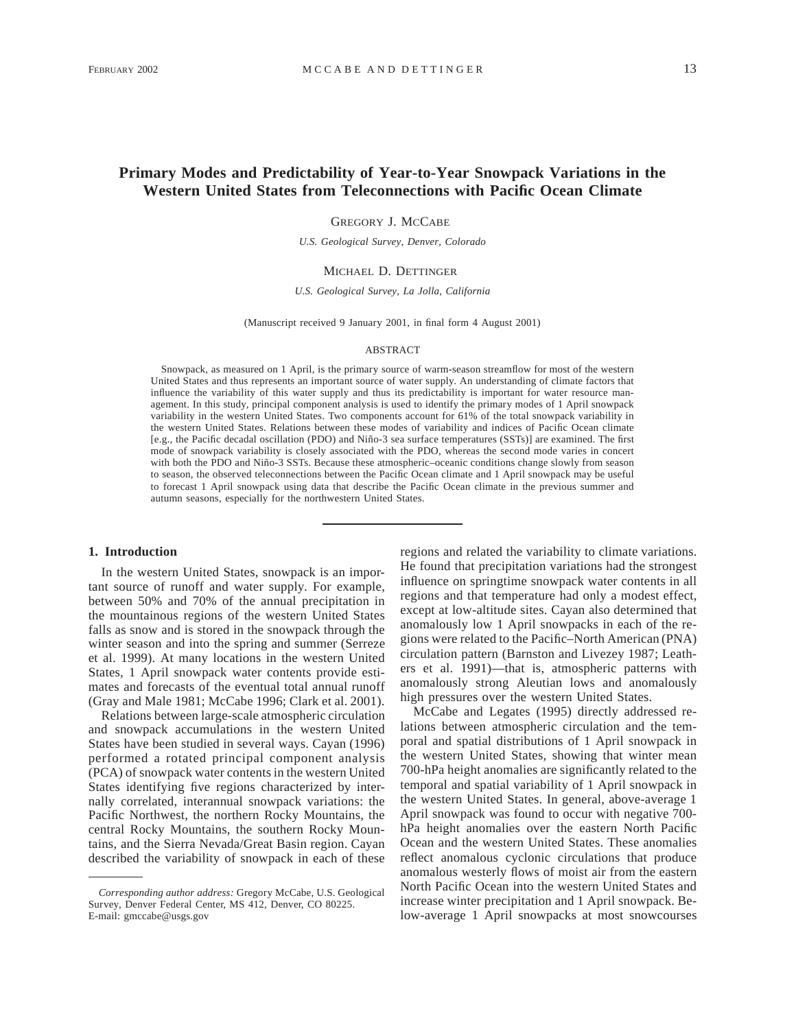# Primary Modes and Predictability of Year-to-Year Snowpack Variations in the Western United States from Teleconnections with Pacific Ocean Climate

GREGORY J. MCCABE

*U.S. Geological Survey, Denver, Colorado*

MICHAEL D. DETTINGER

*U.S. Geological Survey, La Jolla, California*

(Manuscript received 9 January 2001, in final form 4 August 2001)

## ABSTRACT

Snowpack, as measured on 1 April, is the primary source of warm-season streamflow for most of the western United States and thus represents an important source of water supply. An understanding of climate factors that influence the variability of this water supply and thus its predictability is important for water resource management. In this study, principal component analysis is used to identify the primary modes of 1 April snowpack variability in the western United States. Two components account for 61% of the total snowpack variability in the western United States. Relations between these modes of variability and indices of Pacific Ocean climate [e.g., the Pacific decadal oscillation (PDO) and Niño-3 sea surface temperatures (SSTs)] are examined. The first mode of snowpack variability is closely associated with the PDO, whereas the second mode varies in concert with both the PDO and Niño-3 SSTs. Because these atmospheric–oceanic conditions change slowly from season to season, the observed teleconnections between the Pacific Ocean climate and 1 April snowpack may be useful to forecast 1 April snowpack using data that describe the Pacific Ocean climate in the previous summer and autumn seasons, especially for the northwestern United States.

## 1. Introduction

In the western United States, snowpack is an important source of runoff and water supply. For example, between 50% and 70% of the annual precipitation in the mountainous regions of the western United States falls as snow and is stored in the snowpack through the winter season and into the spring and summer (Serreze et al. 1999). At many locations in the western United States, 1 April snowpack water contents provide estimates and forecasts of the eventual total annual runoff (Gray and Male 1981; McCabe 1996; Clark et al. 2001).

Relations between large-scale atmospheric circulation and snowpack accumulations in the western United States have been studied in several ways. Cayan (1996) performed a rotated principal component analysis (PCA) of snowpack water contents in the western United States identifying five regions characterized by internally correlated, interannual snowpack variations: the Pacific Northwest, the northern Rocky Mountains, the central Rocky Mountains, the southern Rocky Mountains, and the Sierra Nevada/Great Basin region. Cayan described the variability of snowpack in each of these regions and related the variability to climate variations. He found that precipitation variations had the strongest influence on springtime snowpack water contents in all regions and that temperature had only a modest effect, except at low-altitude sites. Cayan also determined that anomalously low 1 April snowpacks in each of the regions were related to the Pacific–North American (PNA) circulation pattern (Barnston and Livezey 1987; Leathers et al. 1991)—that is, atmospheric patterns with anomalously strong Aleutian lows and anomalously high pressures over the western United States.

McCabe and Legates (1995) directly addressed relations between atmospheric circulation and the temporal and spatial distributions of 1 April snowpack in the western United States, showing that winter mean 700-hPa height anomalies are significantly related to the temporal and spatial variability of 1 April snowpack in the western United States. In general, above-average 1 April snowpack was found to occur with negative 700-hPa height anomalies over the eastern North Pacific Ocean and the western United States. These anomalies reflect anomalous cyclonic circulations that produce anomalous westerly flows of moist air from the eastern North Pacific Ocean into the western United States and increase winter precipitation and 1 April snowpack. Below-average 1 April snowpacks at most snowcourses

*Corresponding author address:* Gregory McCabe, U.S. Geological Survey, Denver Federal Center, MS 412, Denver, CO 80225.
E-mail: gmccabe@usgs.gov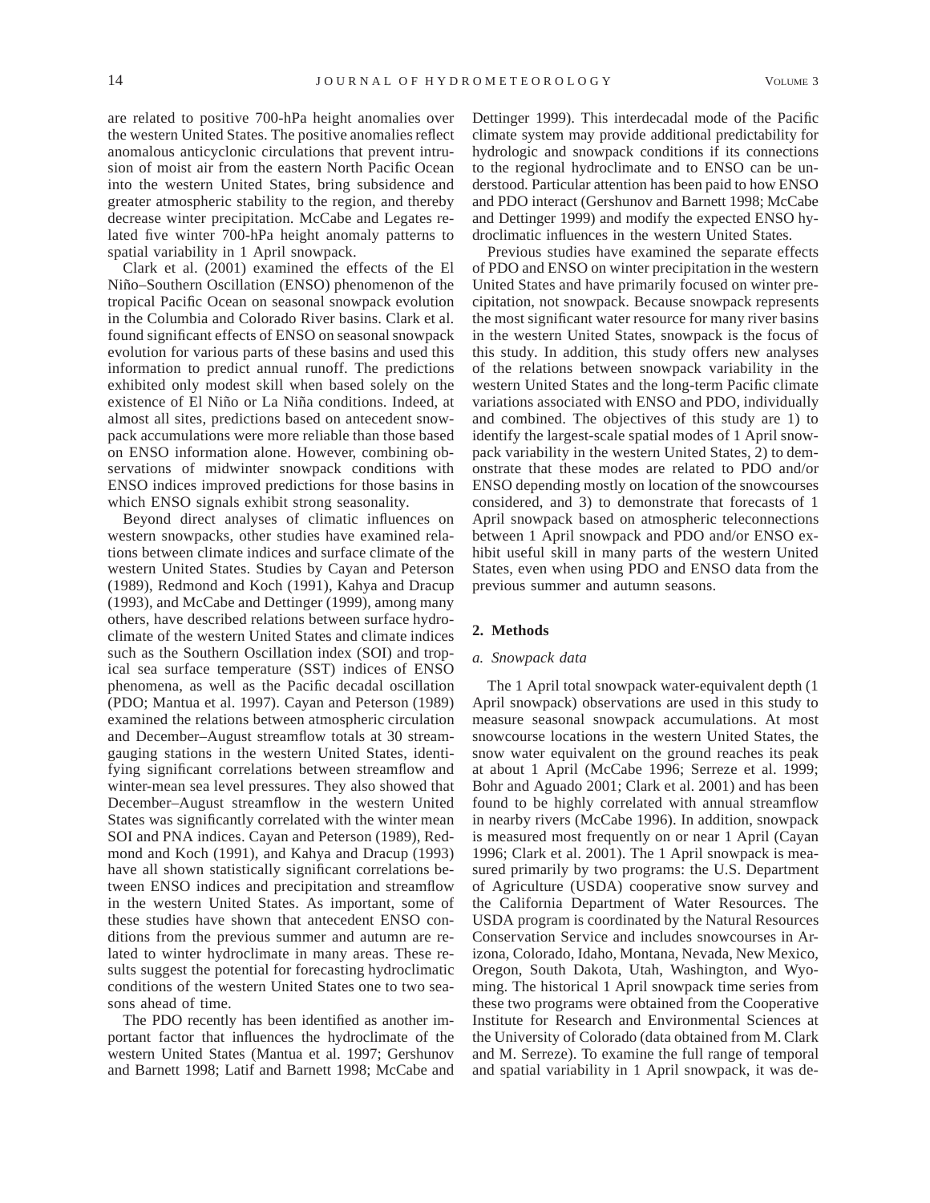are related to positive 700-hPa height anomalies over the western United States. The positive anomalies reflect anomalous anticyclonic circulations that prevent intrusion of moist air from the eastern North Pacific Ocean into the western United States, bring subsidence and greater atmospheric stability to the region, and thereby decrease winter precipitation. McCabe and Legates related five winter 700-hPa height anomaly patterns to spatial variability in 1 April snowpack.

Clark et al. (2001) examined the effects of the El Niño–Southern Oscillation (ENSO) phenomenon of the tropical Pacific Ocean on seasonal snowpack evolution in the Columbia and Colorado River basins. Clark et al. found significant effects of ENSO on seasonal snowpack evolution for various parts of these basins and used this information to predict annual runoff. The predictions exhibited only modest skill when based solely on the existence of El Niño or La Niña conditions. Indeed, at almost all sites, predictions based on antecedent snowpack accumulations were more reliable than those based on ENSO information alone. However, combining observations of midwinter snowpack conditions with ENSO indices improved predictions for those basins in which ENSO signals exhibit strong seasonality.

Beyond direct analyses of climatic influences on western snowpacks, other studies have examined relations between climate indices and surface climate of the western United States. Studies by Cayan and Peterson (1989), Redmond and Koch (1991), Kahya and Dracup (1993), and McCabe and Dettinger (1999), among many others, have described relations between surface hydroclimate of the western United States and climate indices such as the Southern Oscillation index (SOI) and tropical sea surface temperature (SST) indices of ENSO phenomena, as well as the Pacific decadal oscillation (PDO; Mantua et al. 1997). Cayan and Peterson (1989) examined the relations between atmospheric circulation and December–August streamflow totals at 30 streamgauging stations in the western United States, identifying significant correlations between streamflow and winter-mean sea level pressures. They also showed that December–August streamflow in the western United States was significantly correlated with the winter mean SOI and PNA indices. Cayan and Peterson (1989), Redmond and Koch (1991), and Kahya and Dracup (1993) have all shown statistically significant correlations between ENSO indices and precipitation and streamflow in the western United States. As important, some of these studies have shown that antecedent ENSO conditions from the previous summer and autumn are related to winter hydroclimate in many areas. These results suggest the potential for forecasting hydroclimatic conditions of the western United States one to two seasons ahead of time.

The PDO recently has been identified as another important factor that influences the hydroclimate of the western United States (Mantua et al. 1997; Gershunov and Barnett 1998; Latif and Barnett 1998; McCabe and Dettinger 1999). This interdecadal mode of the Pacific climate system may provide additional predictability for hydrologic and snowpack conditions if its connections to the regional hydroclimate and to ENSO can be understood. Particular attention has been paid to how ENSO and PDO interact (Gershunov and Barnett 1998; McCabe and Dettinger 1999) and modify the expected ENSO hydroclimatic influences in the western United States.

Previous studies have examined the separate effects of PDO and ENSO on winter precipitation in the western United States and have primarily focused on winter precipitation, not snowpack. Because snowpack represents the most significant water resource for many river basins in the western United States, snowpack is the focus of this study. In addition, this study offers new analyses of the relations between snowpack variability in the western United States and the long-term Pacific climate variations associated with ENSO and PDO, individually and combined. The objectives of this study are 1) to identify the largest-scale spatial modes of 1 April snowpack variability in the western United States, 2) to demonstrate that these modes are related to PDO and/or ENSO depending mostly on location of the snowcourses considered, and 3) to demonstrate that forecasts of 1 April snowpack based on atmospheric teleconnections between 1 April snowpack and PDO and/or ENSO exhibit useful skill in many parts of the western United States, even when using PDO and ENSO data from the previous summer and autumn seasons.

## 2. Methods

### *a. Snowpack data*

The 1 April total snowpack water-equivalent depth (1 April snowpack) observations are used in this study to measure seasonal snowpack accumulations. At most snowcourse locations in the western United States, the snow water equivalent on the ground reaches its peak at about 1 April (McCabe 1996; Serreze et al. 1999; Bohr and Aguado 2001; Clark et al. 2001) and has been found to be highly correlated with annual streamflow in nearby rivers (McCabe 1996). In addition, snowpack is measured most frequently on or near 1 April (Cayan 1996; Clark et al. 2001). The 1 April snowpack is measured primarily by two programs: the U.S. Department of Agriculture (USDA) cooperative snow survey and the California Department of Water Resources. The USDA program is coordinated by the Natural Resources Conservation Service and includes snowcourses in Arizona, Colorado, Idaho, Montana, Nevada, New Mexico, Oregon, South Dakota, Utah, Washington, and Wyoming. The historical 1 April snowpack time series from these two programs were obtained from the Cooperative Institute for Research and Environmental Sciences at the University of Colorado (data obtained from M. Clark and M. Serreze). To examine the full range of temporal and spatial variability in 1 April snowpack, it was de-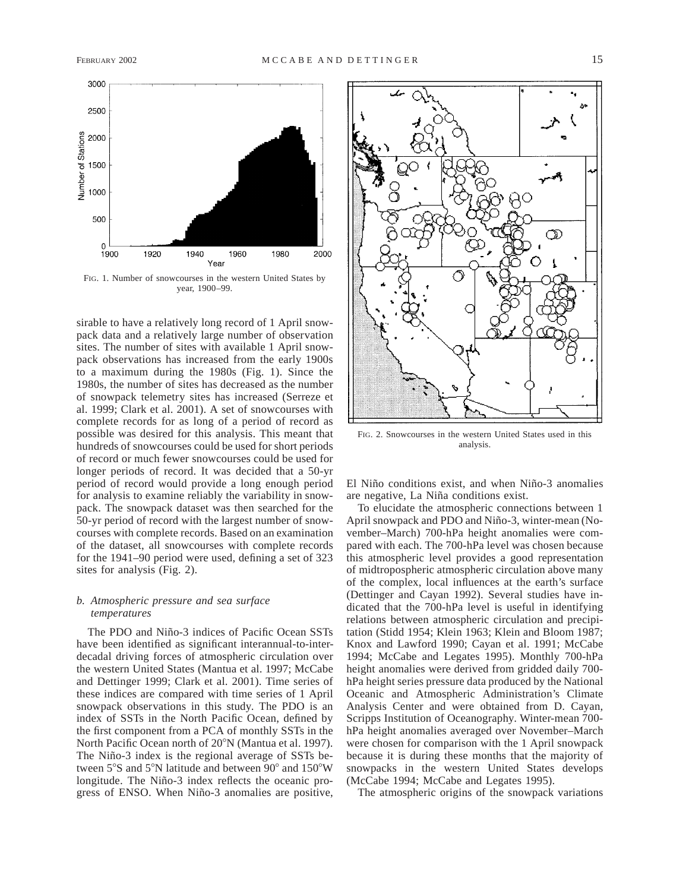FIG. 1. Number of snowcourses in the western United States by year, 1900–99.

sirable to have a relatively long record of 1 April snowpack data and a relatively large number of observation sites. The number of sites with available 1 April snowpack observations has increased from the early 1900s to a maximum during the 1980s (Fig. 1). Since the 1980s, the number of sites has decreased as the number of snowpack telemetry sites has increased (Serreze et al. 1999; Clark et al. 2001). A set of snowcourses with complete records for as long of a period of record as possible was desired for this analysis. This meant that hundreds of snowcourses could be used for short periods of record or much fewer snowcourses could be used for longer periods of record. It was decided that a 50-yr period of record would provide a long enough period for analysis to examine reliably the variability in snowpack. The snowpack dataset was then searched for the 50-yr period of record with the largest number of snowcourses with complete records. Based on an examination of the dataset, all snowcourses with complete records for the 1941–90 period were used, defining a set of 323 sites for analysis (Fig. 2).

### *b. Atmospheric pressure and sea surface temperatures*

The PDO and Niño-3 indices of Pacific Ocean SSTs have been identified as significant interannual-to-interdecadal driving forces of atmospheric circulation over the western United States (Mantua et al. 1997; McCabe and Dettinger 1999; Clark et al. 2001). Time series of these indices are compared with time series of 1 April snowpack observations in this study. The PDO is an index of SSTs in the North Pacific Ocean, defined by the first component from a PCA of monthly SSTs in the North Pacific Ocean north of 20°N (Mantua et al. 1997). The Niño-3 index is the regional average of SSTs between 5°S and 5°N latitude and between 90° and 150°W longitude. The Niño-3 index reflects the oceanic progress of ENSO. When Niño-3 anomalies are positive, El Niño conditions exist, and when Niño-3 anomalies are negative, La Niña conditions exist.

FIG. 2. Snowcourses in the western United States used in this analysis.

To elucidate the atmospheric connections between 1 April snowpack and PDO and Niño-3, winter-mean (November–March) 700-hPa height anomalies were compared with each. The 700-hPa level was chosen because this atmospheric level provides a good representation of midtropospheric atmospheric circulation above many of the complex, local influences at the earth's surface (Dettinger and Cayan 1992). Several studies have indicated that the 700-hPa level is useful in identifying relations between atmospheric circulation and precipitation (Stidd 1954; Klein 1963; Klein and Bloom 1987; Knox and Lawford 1990; Cayan et al. 1991; McCabe 1994; McCabe and Legates 1995). Monthly 700-hPa height anomalies were derived from gridded daily 700-hPa height series pressure data produced by the National Oceanic and Atmospheric Administration's Climate Analysis Center and were obtained from D. Cayan, Scripps Institution of Oceanography. Winter-mean 700-hPa height anomalies averaged over November–March were chosen for comparison with the 1 April snowpack because it is during these months that the majority of snowpacks in the western United States develops (McCabe 1994; McCabe and Legates 1995).

The atmospheric origins of the snowpack variations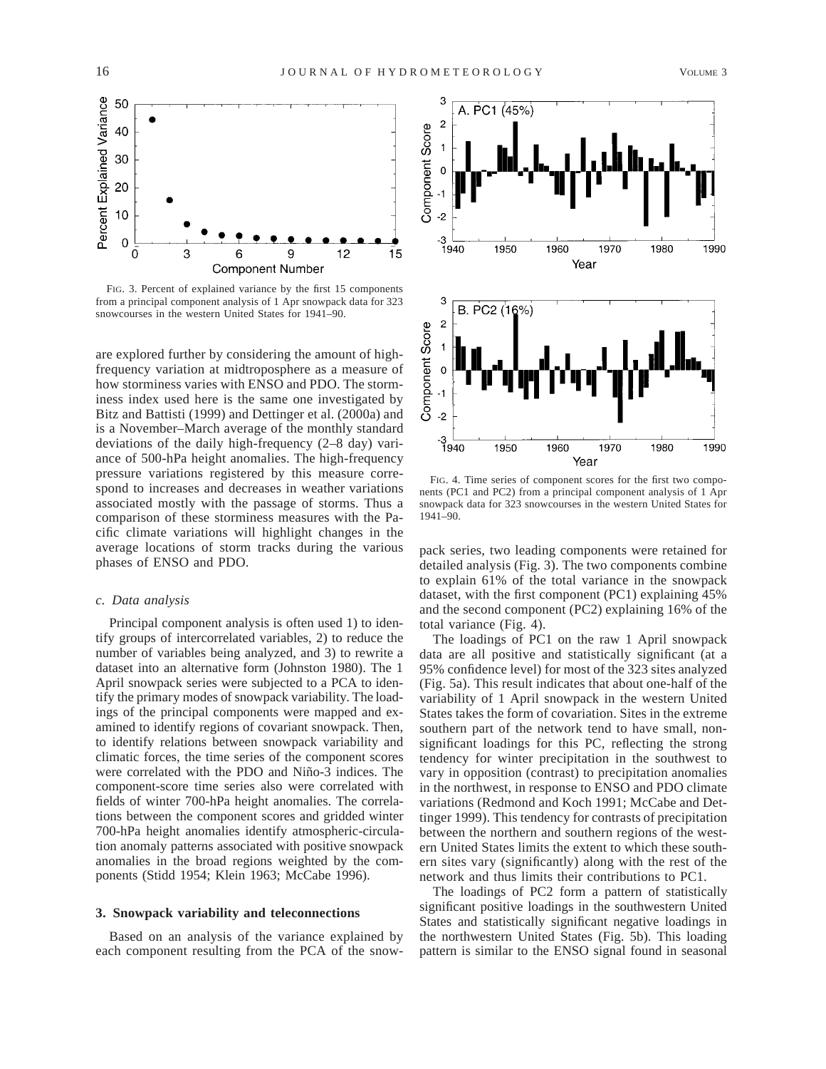FIG. 3. Percent of explained variance by the first 15 components from a principal component analysis of 1 Apr snowpack data for 323 snowcourses in the western United States for 1941–90.

are explored further by considering the amount of high-frequency variation at midtroposphere as a measure of how storminess varies with ENSO and PDO. The storminess index used here is the same one investigated by Bitz and Battisti (1999) and Dettinger et al. (2000a) and is a November–March average of the monthly standard deviations of the daily high-frequency (2–8 day) variance of 500-hPa height anomalies. The high-frequency pressure variations registered by this measure correspond to increases and decreases in weather variations associated mostly with the passage of storms. Thus a comparison of these storminess measures with the Pacific climate variations will highlight changes in the average locations of storm tracks during the various phases of ENSO and PDO.

### *c. Data analysis*

Principal component analysis is often used 1) to identify groups of intercorrelated variables, 2) to reduce the number of variables being analyzed, and 3) to rewrite a dataset into an alternative form (Johnston 1980). The 1 April snowpack series were subjected to a PCA to identify the primary modes of snowpack variability. The loadings of the principal components were mapped and examined to identify regions of covariant snowpack. Then, to identify relations between snowpack variability and climatic forces, the time series of the component scores were correlated with the PDO and Niño-3 indices. The component-score time series also were correlated with fields of winter 700-hPa height anomalies. The correlations between the component scores and gridded winter 700-hPa height anomalies identify atmospheric-circulation anomaly patterns associated with positive snowpack anomalies in the broad regions weighted by the components (Stidd 1954; Klein 1963; McCabe 1996).

## 3. Snowpack variability and teleconnections

Based on an analysis of the variance explained by each component resulting from the PCA of the snowpack series, two leading components were retained for detailed analysis (Fig. 3). The two components combine to explain 61% of the total variance in the snowpack dataset, with the first component (PC1) explaining 45% and the second component (PC2) explaining 16% of the total variance (Fig. 4).

FIG. 4. Time series of component scores for the first two components (PC1 and PC2) from a principal component analysis of 1 Apr snowpack data for 323 snowcourses in the western United States for 1941–90.

The loadings of PC1 on the raw 1 April snowpack data are all positive and statistically significant (at a 95% confidence level) for most of the 323 sites analyzed (Fig. 5a). This result indicates that about one-half of the variability of 1 April snowpack in the western United States takes the form of covariation. Sites in the extreme southern part of the network tend to have small, nonsignificant loadings for this PC, reflecting the strong tendency for winter precipitation in the southwest to vary in opposition (contrast) to precipitation anomalies in the northwest, in response to ENSO and PDO climate variations (Redmond and Koch 1991; McCabe and Dettinger 1999). This tendency for contrasts of precipitation between the northern and southern regions of the western United States limits the extent to which these southern sites vary (significantly) along with the rest of the network and thus limits their contributions to PC1.

The loadings of PC2 form a pattern of statistically significant positive loadings in the southwestern United States and statistically significant negative loadings in the northwestern United States (Fig. 5b). This loading pattern is similar to the ENSO signal found in seasonal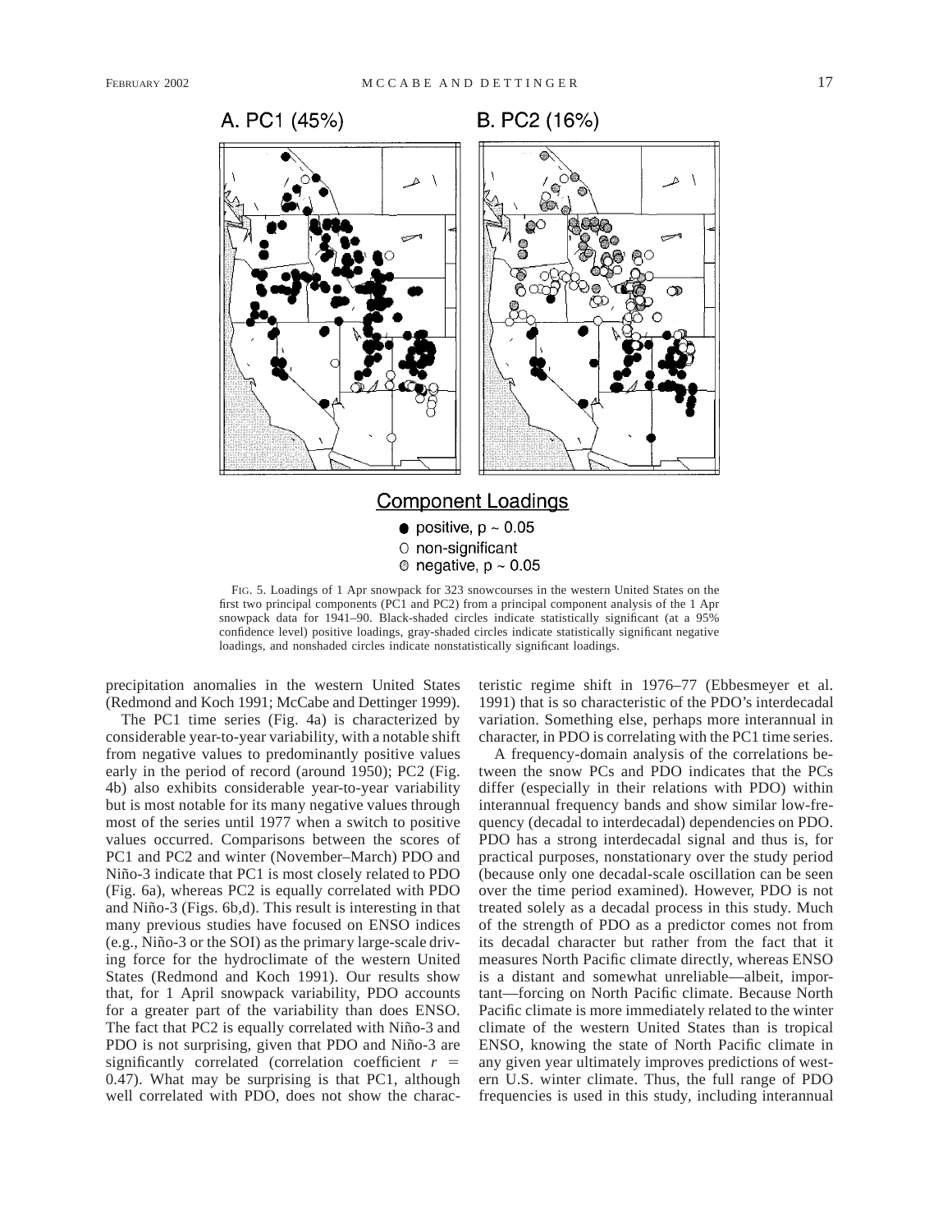A. PC1 (45%)

B. PC2 (16%)

Component Loadings

- positive, p ~ 0.05
- non-significant
- negative, p ~ 0.05

FIG. 5. Loadings of 1 Apr snowpack for 323 snowcourses in the western United States on the first two principal components (PC1 and PC2) from a principal component analysis of the 1 Apr snowpack data for 1941–90. Black-shaded circles indicate statistically significant (at a 95% confidence level) positive loadings, gray-shaded circles indicate statistically significant negative loadings, and nonshaded circles indicate nonstatistically significant loadings.

precipitation anomalies in the western United States (Redmond and Koch 1991; McCabe and Dettinger 1999).

The PC1 time series (Fig. 4a) is characterized by considerable year-to-year variability, with a notable shift from negative values to predominantly positive values early in the period of record (around 1950); PC2 (Fig. 4b) also exhibits considerable year-to-year variability but is most notable for its many negative values through most of the series until 1977 when a switch to positive values occurred. Comparisons between the scores of PC1 and PC2 and winter (November–March) PDO and Niño-3 indicate that PC1 is most closely related to PDO (Fig. 6a), whereas PC2 is equally correlated with PDO and Niño-3 (Figs. 6b,d). This result is interesting in that many previous studies have focused on ENSO indices (e.g., Niño-3 or the SOI) as the primary large-scale driving force for the hydroclimate of the western United States (Redmond and Koch 1991). Our results show that, for 1 April snowpack variability, PDO accounts for a greater part of the variability than does ENSO. The fact that PC2 is equally correlated with Niño-3 and PDO is not surprising, given that PDO and Niño-3 are significantly correlated (correlation coefficient $r$ = 0.47). What may be surprising is that PC1, although well correlated with PDO, does not show the characteristic regime shift in 1976–77 (Ebbesmeyer et al. 1991) that is so characteristic of the PDO's interdecadal variation. Something else, perhaps more interannual in character, in PDO is correlating with the PC1 time series.

A frequency-domain analysis of the correlations between the snow PCs and PDO indicates that the PCs differ (especially in their relations with PDO) within interannual frequency bands and show similar low-frequency (decadal to interdecadal) dependencies on PDO. PDO has a strong interdecadal signal and thus is, for practical purposes, nonstationary over the study period (because only one decadal-scale oscillation can be seen over the time period examined). However, PDO is not treated solely as a decadal process in this study. Much of the strength of PDO as a predictor comes not from its decadal character but rather from the fact that it measures North Pacific climate directly, whereas ENSO is a distant and somewhat unreliable—albeit, important—forcing on North Pacific climate. Because North Pacific climate is more immediately related to the winter climate of the western United States than is tropical ENSO, knowing the state of North Pacific climate in any given year ultimately improves predictions of western U.S. winter climate. Thus, the full range of PDO frequencies is used in this study, including interannual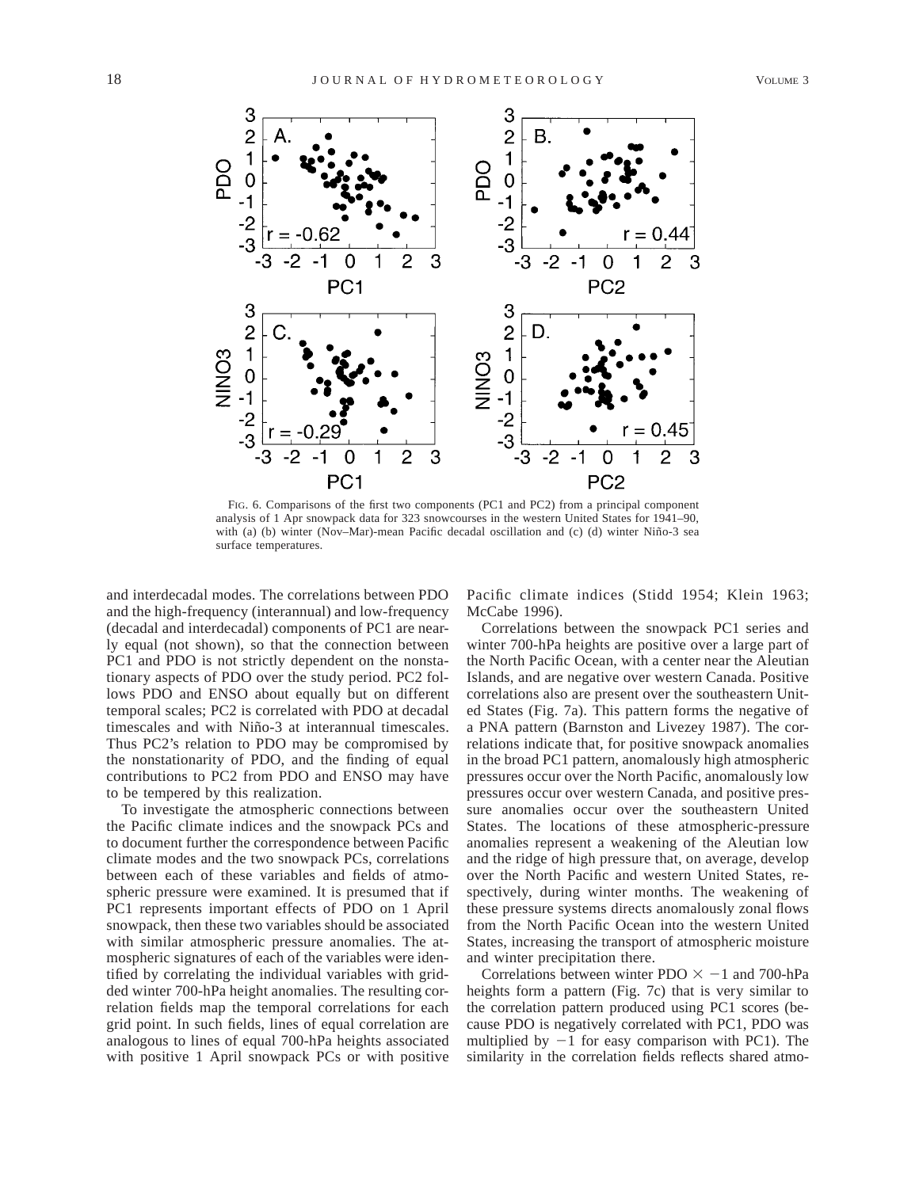FIG. 6. Comparisons of the first two components (PC1 and PC2) from a principal component analysis of 1 Apr snowpack data for 323 snowcourses in the western United States for 1941–90, with (a) (b) winter (Nov–Mar)-mean Pacific decadal oscillation and (c) (d) winter Niño-3 sea surface temperatures.

and interdecadal modes. The correlations between PDO and the high-frequency (interannual) and low-frequency (decadal and interdecadal) components of PC1 are nearly equal (not shown), so that the connection between PC1 and PDO is not strictly dependent on the nonstationary aspects of PDO over the study period. PC2 follows PDO and ENSO about equally but on different temporal scales; PC2 is correlated with PDO at decadal timescales and with Niño-3 at interannual timescales. Thus PC2's relation to PDO may be compromised by the nonstationarity of PDO, and the finding of equal contributions to PC2 from PDO and ENSO may have to be tempered by this realization.

To investigate the atmospheric connections between the Pacific climate indices and the snowpack PCs and to document further the correspondence between Pacific climate modes and the two snowpack PCs, correlations between each of these variables and fields of atmospheric pressure were examined. It is presumed that if PC1 represents important effects of PDO on 1 April snowpack, then these two variables should be associated with similar atmospheric pressure anomalies. The atmospheric signatures of each of the variables were identified by correlating the individual variables with gridded winter 700-hPa height anomalies. The resulting correlation fields map the temporal correlations for each grid point. In such fields, lines of equal correlation are analogous to lines of equal 700-hPa heights associated with positive 1 April snowpack PCs or with positive Pacific climate indices (Stidd 1954; Klein 1963; McCabe 1996).

Correlations between the snowpack PC1 series and winter 700-hPa heights are positive over a large part of the North Pacific Ocean, with a center near the Aleutian Islands, and are negative over western Canada. Positive correlations also are present over the southeastern United States (Fig. 7a). This pattern forms the negative of a PNA pattern (Barnston and Livezey 1987). The correlations indicate that, for positive snowpack anomalies in the broad PC1 pattern, anomalously high atmospheric pressures occur over the North Pacific, anomalously low pressures occur over western Canada, and positive pressure anomalies occur over the southeastern United States. The locations of these atmospheric-pressure anomalies represent a weakening of the Aleutian low and the ridge of high pressure that, on average, develop over the North Pacific and western United States, respectively, during winter months. The weakening of these pressure systems directs anomalously zonal flows from the North Pacific Ocean into the western United States, increasing the transport of atmospheric moisture and winter precipitation there.

Correlations between winter PDO $\times -1$ and 700-hPa heights form a pattern (Fig. 7c) that is very similar to the correlation pattern produced using PC1 scores (because PDO is negatively correlated with PC1, PDO was multiplied by $-1$ for easy comparison with PC1). The similarity in the correlation fields reflects shared atmo-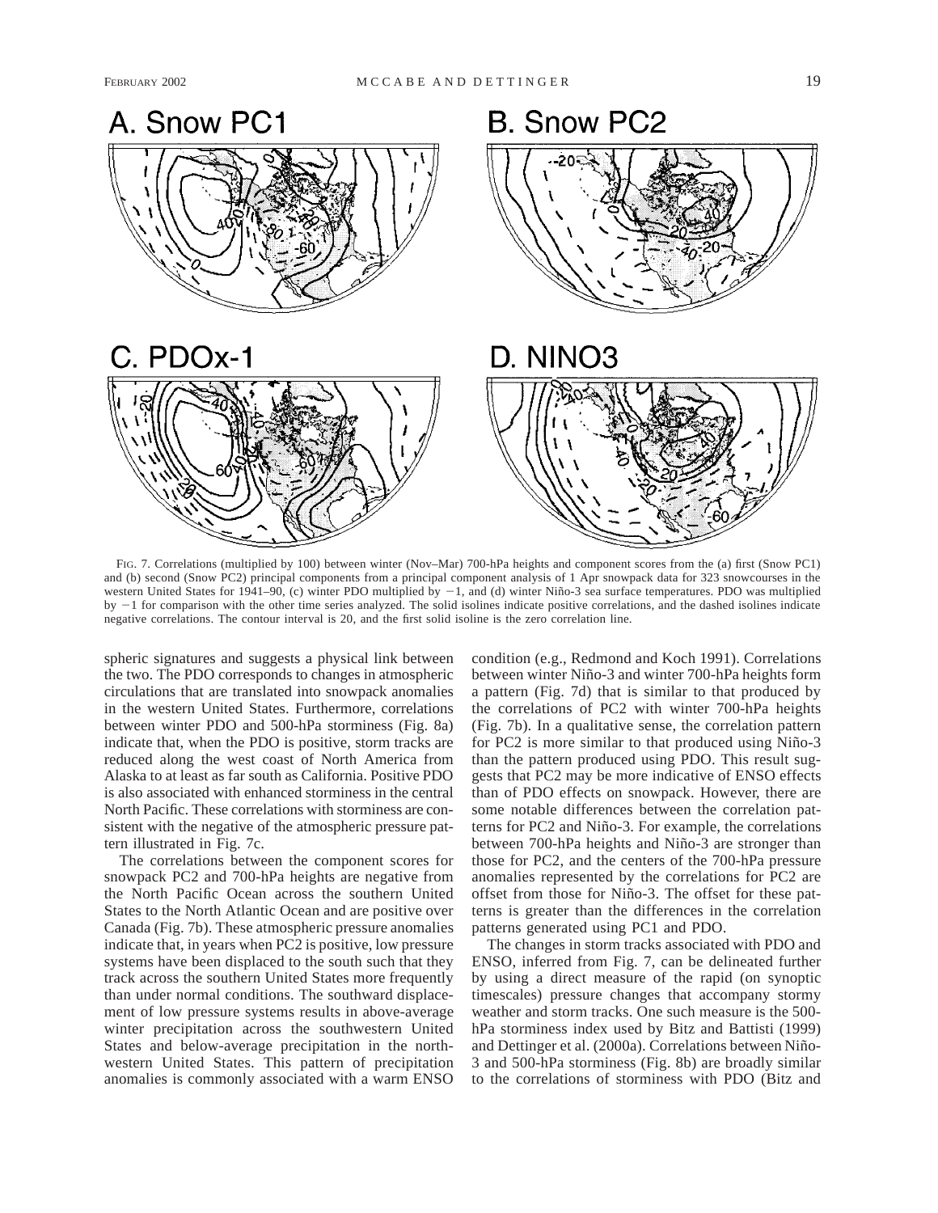FIG. 7. Correlations (multiplied by 100) between winter (Nov–Mar) 700-hPa heights and component scores from the (a) first (Snow PC1) and (b) second (Snow PC2) principal components from a principal component analysis of 1 Apr snowpack data for 323 snowcourses in the western United States for 1941–90, (c) winter PDO multiplied by −1, and (d) winter Niño-3 sea surface temperatures. PDO was multiplied by −1 for comparison with the other time series analyzed. The solid isolines indicate positive correlations, and the dashed isolines indicate negative correlations. The contour interval is 20, and the first solid isoline is the zero correlation line.

spheric signatures and suggests a physical link between the two. The PDO corresponds to changes in atmospheric circulations that are translated into snowpack anomalies in the western United States. Furthermore, correlations between winter PDO and 500-hPa storminess (Fig. 8a) indicate that, when the PDO is positive, storm tracks are reduced along the west coast of North America from Alaska to at least as far south as California. Positive PDO is also associated with enhanced storminess in the central North Pacific. These correlations with storminess are consistent with the negative of the atmospheric pressure pattern illustrated in Fig. 7c.

The correlations between the component scores for snowpack PC2 and 700-hPa heights are negative from the North Pacific Ocean across the southern United States to the North Atlantic Ocean and are positive over Canada (Fig. 7b). These atmospheric pressure anomalies indicate that, in years when PC2 is positive, low pressure systems have been displaced to the south such that they track across the southern United States more frequently than under normal conditions. The southward displacement of low pressure systems results in above-average winter precipitation across the southwestern United States and below-average precipitation in the northwestern United States. This pattern of precipitation anomalies is commonly associated with a warm ENSO condition (e.g., Redmond and Koch 1991). Correlations between winter Niño-3 and winter 700-hPa heights form a pattern (Fig. 7d) that is similar to that produced by the correlations of PC2 with winter 700-hPa heights (Fig. 7b). In a qualitative sense, the correlation pattern for PC2 is more similar to that produced using Niño-3 than the pattern produced using PDO. This result suggests that PC2 may be more indicative of ENSO effects than of PDO effects on snowpack. However, there are some notable differences between the correlation patterns for PC2 and Niño-3. For example, the correlations between 700-hPa heights and Niño-3 are stronger than those for PC2, and the centers of the 700-hPa pressure anomalies represented by the correlations for PC2 are offset from those for Niño-3. The offset for these patterns is greater than the differences in the correlation patterns generated using PC1 and PDO.

The changes in storm tracks associated with PDO and ENSO, inferred from Fig. 7, can be delineated further by using a direct measure of the rapid (on synoptic timescales) pressure changes that accompany stormy weather and storm tracks. One such measure is the 500-hPa storminess index used by Bitz and Battisti (1999) and Dettinger et al. (2000a). Correlations between Niño-3 and 500-hPa storminess (Fig. 8b) are broadly similar to the correlations of storminess with PDO (Bitz and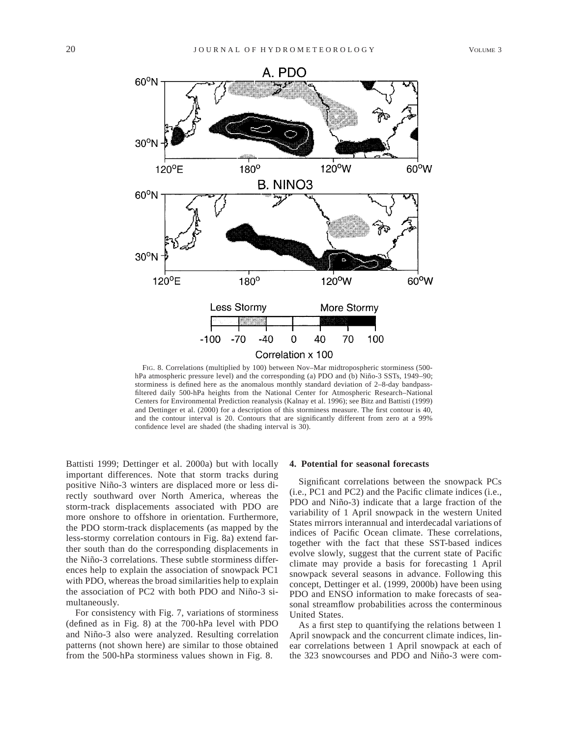FIG. 8. Correlations (multiplied by 100) between Nov–Mar midtropospheric storminess (500-hPa atmospheric pressure level) and the corresponding (a) PDO and (b) Niño-3 SSTs, 1949–90; storminess is defined here as the anomalous monthly standard deviation of 2–8-day bandpass-filtered daily 500-hPa heights from the National Center for Atmospheric Research–National Centers for Environmental Prediction reanalysis (Kalnay et al. 1996); see Bitz and Battisti (1999) and Dettinger et al. (2000) for a description of this storminess measure. The first contour is 40, and the contour interval is 20. Contours that are significantly different from zero at a 99% confidence level are shaded (the shading interval is 30).

Battisti 1999; Dettinger et al. 2000a) but with locally important differences. Note that storm tracks during positive Niño-3 winters are displaced more or less directly southward over North America, whereas the storm-track displacements associated with PDO are more onshore to offshore in orientation. Furthermore, the PDO storm-track displacements (as mapped by the less-stormy correlation contours in Fig. 8a) extend farther south than do the corresponding displacements in the Niño-3 correlations. These subtle storminess differences help to explain the association of snowpack PC1 with PDO, whereas the broad similarities help to explain the association of PC2 with both PDO and Niño-3 simultaneously.

For consistency with Fig. 7, variations of storminess (defined as in Fig. 8) at the 700-hPa level with PDO and Niño-3 also were analyzed. Resulting correlation patterns (not shown here) are similar to those obtained from the 500-hPa storminess values shown in Fig. 8.

## 4. Potential for seasonal forecasts

Significant correlations between the snowpack PCs (i.e., PC1 and PC2) and the Pacific climate indices (i.e., PDO and Niño-3) indicate that a large fraction of the variability of 1 April snowpack in the western United States mirrors interannual and interdecadal variations of indices of Pacific Ocean climate. These correlations, together with the fact that these SST-based indices evolve slowly, suggest that the current state of Pacific climate may provide a basis for forecasting 1 April snowpack several seasons in advance. Following this concept, Dettinger et al. (1999, 2000b) have been using PDO and ENSO information to make forecasts of seasonal streamflow probabilities across the conterminous United States.

As a first step to quantifying the relations between 1 April snowpack and the concurrent climate indices, linear correlations between 1 April snowpack at each of the 323 snowcourses and PDO and Niño-3 were com-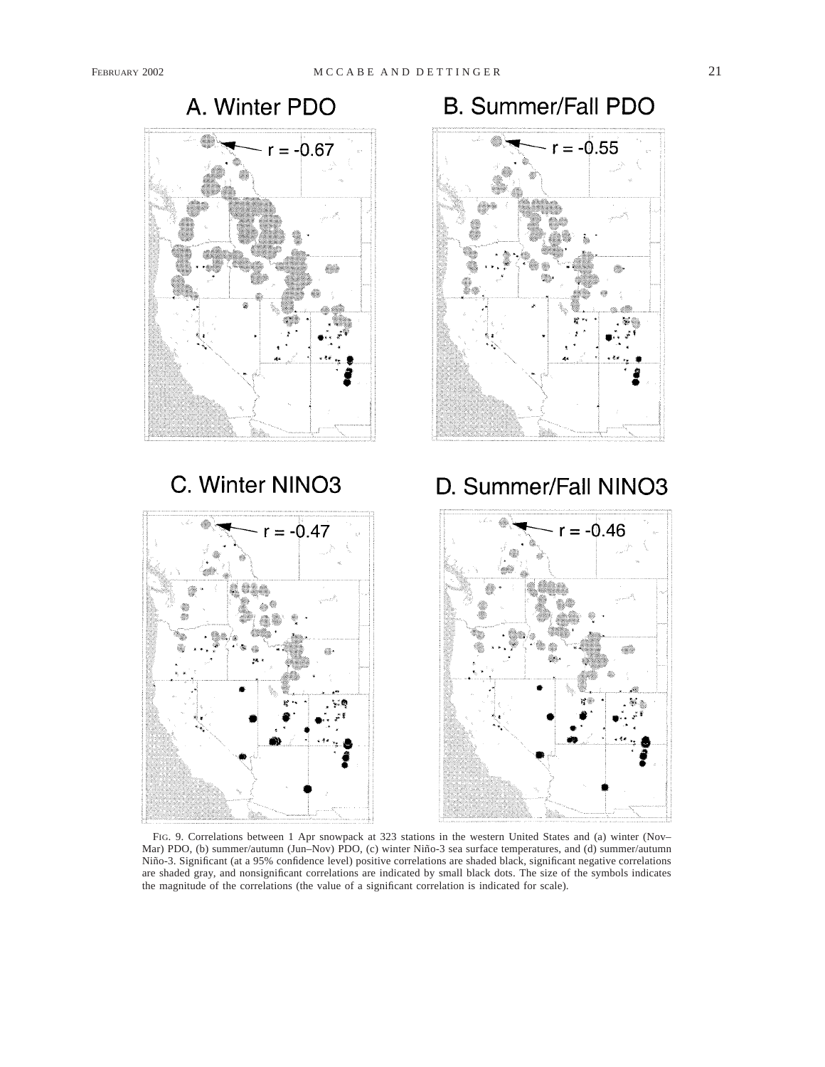A. Winter PDO

r = -0.67

B. Summer/Fall PDO

r = -0.55

C. Winter NINO3

r = -0.47

D. Summer/Fall NINO3

r = -0.46

FIG. 9. Correlations between 1 Apr snowpack at 323 stations in the western United States and (a) winter (Nov–Mar) PDO, (b) summer/autumn (Jun–Nov) PDO, (c) winter Niño-3 sea surface temperatures, and (d) summer/autumn Niño-3. Significant (at a 95% confidence level) positive correlations are shaded black, significant negative correlations are shaded gray, and nonsignificant correlations are indicated by small black dots. The size of the symbols indicates the magnitude of the correlations (the value of a significant correlation is indicated for scale).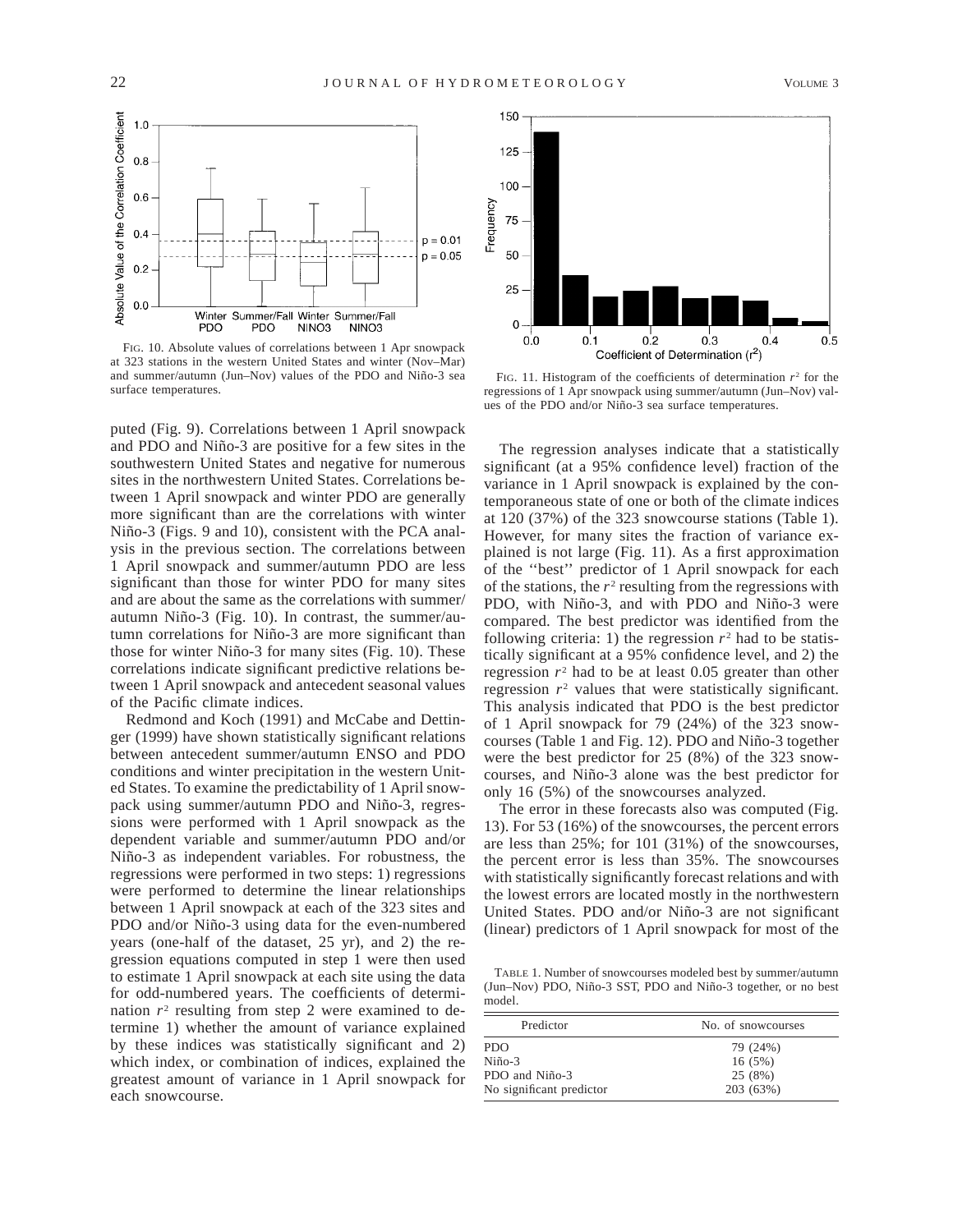FIG. 10. Absolute values of correlations between 1 Apr snowpack at 323 stations in the western United States and winter (Nov–Mar) and summer/autumn (Jun–Nov) values of the PDO and Niño-3 sea surface temperatures.

FIG. 11. Histogram of the coefficients of determination $r^2$ for the regressions of 1 Apr snowpack using summer/autumn (Jun–Nov) values of the PDO and/or Niño-3 sea surface temperatures.

puted (Fig. 9). Correlations between 1 April snowpack and PDO and Niño-3 are positive for a few sites in the southwestern United States and negative for numerous sites in the northwestern United States. Correlations between 1 April snowpack and winter PDO are generally more significant than are the correlations with winter Niño-3 (Figs. 9 and 10), consistent with the PCA analysis in the previous section. The correlations between 1 April snowpack and summer/autumn PDO are less significant than those for winter PDO for many sites and are about the same as the correlations with summer/autumn Niño-3 (Fig. 10). In contrast, the summer/autumn correlations for Niño-3 are more significant than those for winter Niño-3 for many sites (Fig. 10). These correlations indicate significant predictive relations between 1 April snowpack and antecedent seasonal values of the Pacific climate indices.

Redmond and Koch (1991) and McCabe and Dettinger (1999) have shown statistically significant relations between antecedent summer/autumn ENSO and PDO conditions and winter precipitation in the western United States. To examine the predictability of 1 April snowpack using summer/autumn PDO and Niño-3, regressions were performed with 1 April snowpack as the dependent variable and summer/autumn PDO and/or Niño-3 as independent variables. For robustness, the regressions were performed in two steps: 1) regressions were performed to determine the linear relationships between 1 April snowpack at each of the 323 sites and PDO and/or Niño-3 using data for the even-numbered years (one-half of the dataset, 25 yr), and 2) the regression equations computed in step 1 were then used to estimate 1 April snowpack at each site using the data for odd-numbered years. The coefficients of determination $r^2$ resulting from step 2 were examined to determine 1) whether the amount of variance explained by these indices was statistically significant and 2) which index, or combination of indices, explained the greatest amount of variance in 1 April snowpack for each snowcourse.

The regression analyses indicate that a statistically significant (at a 95% confidence level) fraction of the variance in 1 April snowpack is explained by the contemporaneous state of one or both of the climate indices at 120 (37%) of the 323 snowcourse stations (Table 1). However, for many sites the fraction of variance explained is not large (Fig. 11). As a first approximation of the ''best'' predictor of 1 April snowpack for each of the stations, the $r^2$ resulting from the regressions with PDO, with Niño-3, and with PDO and Niño-3 were compared. The best predictor was identified from the following criteria: 1) the regression $r^2$ had to be statistically significant at a 95% confidence level, and 2) the regression $r^2$ had to be at least 0.05 greater than other regression $r^2$ values that were statistically significant. This analysis indicated that PDO is the best predictor of 1 April snowpack for 79 (24%) of the 323 snowcourses (Table 1 and Fig. 12). PDO and Niño-3 together were the best predictor for 25 (8%) of the 323 snowcourses, and Niño-3 alone was the best predictor for only 16 (5%) of the snowcourses analyzed.

The error in these forecasts also was computed (Fig. 13). For 53 (16%) of the snowcourses, the percent errors are less than 25%; for 101 (31%) of the snowcourses, the percent error is less than 35%. The snowcourses with statistically significantly forecast relations and with the lowest errors are located mostly in the northwestern United States. PDO and/or Niño-3 are not significant (linear) predictors of 1 April snowpack for most of the

TABLE 1. Number of snowcourses modeled best by summer/autumn (Jun–Nov) PDO, Niño-3 SST, PDO and Niño-3 together, or no best model.

| Predictor | No. of snowcourses |
|---|---|
| PDO | 79 (24%) |
| Niño-3 | 16 (5%) |
| PDO and Niño-3 | 25 (8%) |
| No significant predictor | 203 (63%) |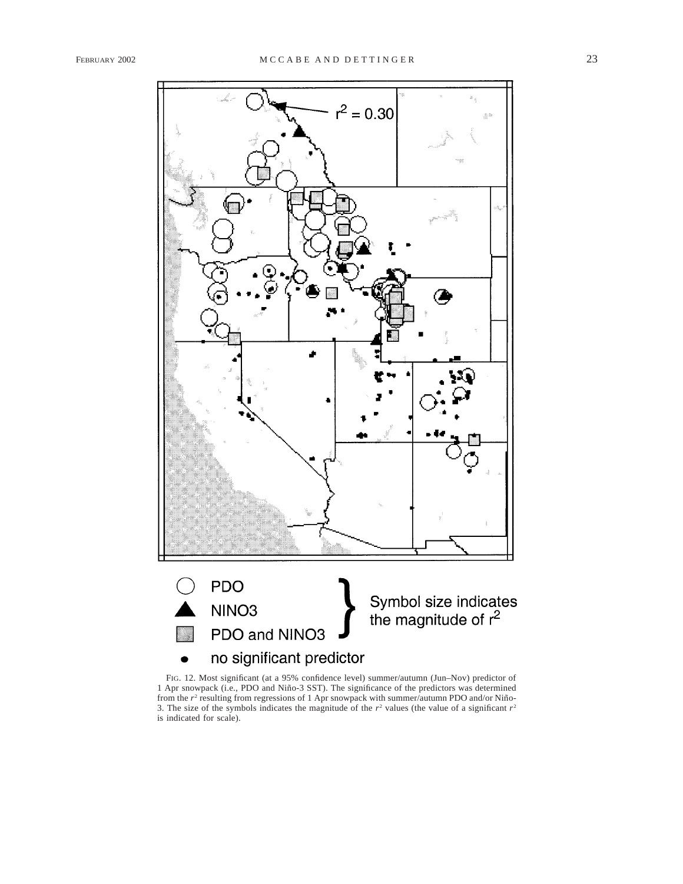FIG. 12. Most significant (at a 95% confidence level) summer/autumn (Jun–Nov) predictor of 1 Apr snowpack (i.e., PDO and Niño-3 SST). The significance of the predictors was determined from the $r^2$ resulting from regressions of 1 Apr snowpack with summer/autumn PDO and/or Niño-3. The size of the symbols indicates the magnitude of the $r^2$ values (the value of a significant $r^2$ is indicated for scale).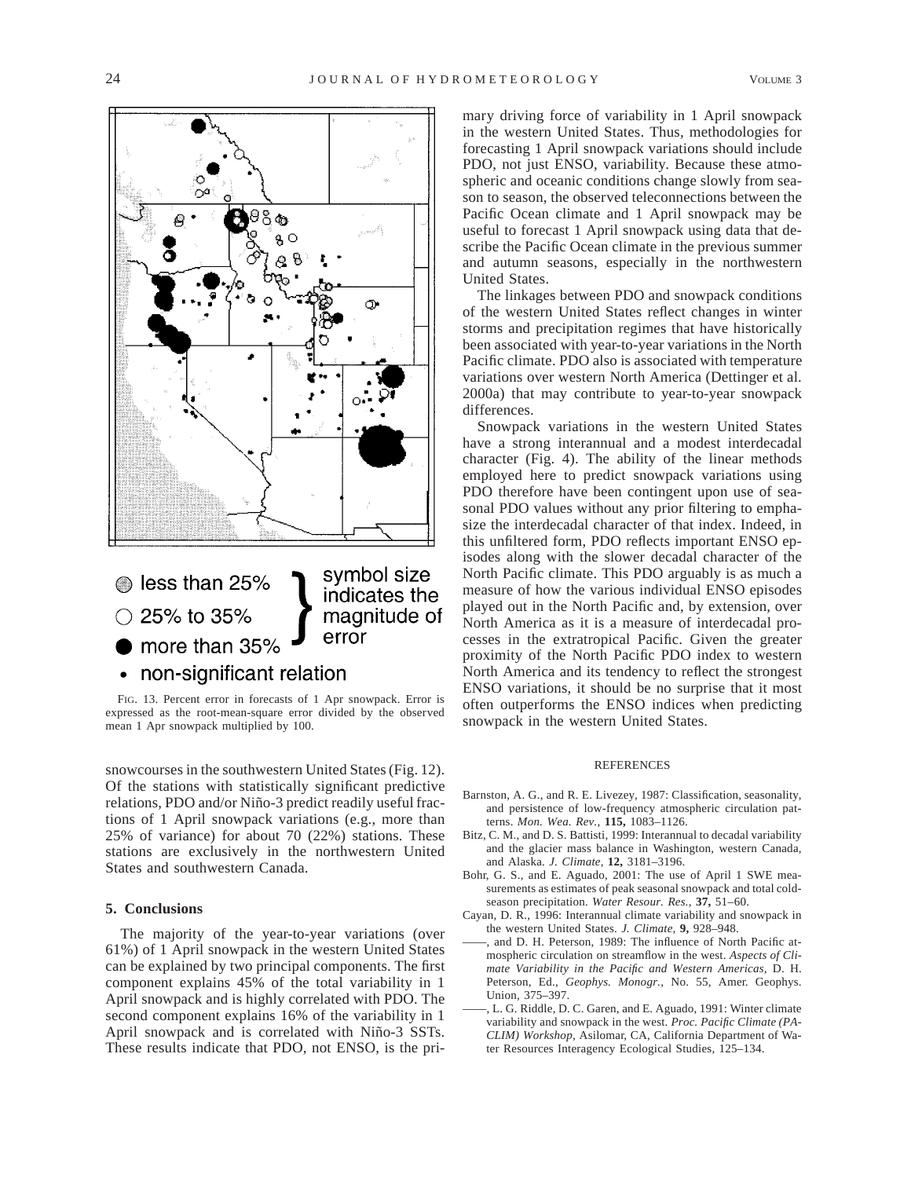less than 25%

25% to 35%

more than 35%

non-significant relation

symbol size indicates the magnitude of error

FIG. 13. Percent error in forecasts of 1 Apr snowpack. Error is expressed as the root-mean-square error divided by the observed mean 1 Apr snowpack multiplied by 100.

snowcourses in the southwestern United States (Fig. 12). Of the stations with statistically significant predictive relations, PDO and/or Niño-3 predict readily useful fractions of 1 April snowpack variations (e.g., more than 25% of variance) for about 70 (22%) stations. These stations are exclusively in the northwestern United States and southwestern Canada.

## 5. Conclusions

The majority of the year-to-year variations (over 61%) of 1 April snowpack in the western United States can be explained by two principal components. The first component explains 45% of the total variability in 1 April snowpack and is highly correlated with PDO. The second component explains 16% of the variability in 1 April snowpack and is correlated with Niño-3 SSTs. These results indicate that PDO, not ENSO, is the primary driving force of variability in 1 April snowpack in the western United States. Thus, methodologies for forecasting 1 April snowpack variations should include PDO, not just ENSO, variability. Because these atmospheric and oceanic conditions change slowly from season to season, the observed teleconnections between the Pacific Ocean climate and 1 April snowpack may be useful to forecast 1 April snowpack using data that describe the Pacific Ocean climate in the previous summer and autumn seasons, especially in the northwestern United States.

The linkages between PDO and snowpack conditions of the western United States reflect changes in winter storms and precipitation regimes that have historically been associated with year-to-year variations in the North Pacific climate. PDO also is associated with temperature variations over western North America (Dettinger et al. 2000a) that may contribute to year-to-year snowpack differences.

Snowpack variations in the western United States have a strong interannual and a modest interdecadal character (Fig. 4). The ability of the linear methods employed here to predict snowpack variations using PDO therefore have been contingent upon use of seasonal PDO values without any prior filtering to emphasize the interdecadal character of that index. Indeed, in this unfiltered form, PDO reflects important ENSO episodes along with the slower decadal character of the North Pacific climate. This PDO arguably is as much a measure of how the various individual ENSO episodes played out in the North Pacific and, by extension, over North America as it is a measure of interdecadal processes in the extratropical Pacific. Given the greater proximity of the North Pacific PDO index to western North America and its tendency to reflect the strongest ENSO variations, it should be no surprise that it most often outperforms the ENSO indices when predicting snowpack in the western United States.

## REFERENCES

Barnston, A. G., and R. E. Livezey, 1987: Classification, seasonality, and persistence of low-frequency atmospheric circulation patterns. *Mon. Wea. Rev.,* **115,** 1083–1126.

Bitz, C. M., and D. S. Battisti, 1999: Interannual to decadal variability and the glacier mass balance in Washington, western Canada, and Alaska. *J. Climate,* **12,** 3181–3196.

Bohr, G. S., and E. Aguado, 2001: The use of April 1 SWE measurements as estimates of peak seasonal snowpack and total cold-season precipitation. *Water Resour. Res.,* **37,** 51–60.

Cayan, D. R., 1996: Interannual climate variability and snowpack in the western United States. *J. Climate,* **9,** 928–948.

——, and D. H. Peterson, 1989: The influence of North Pacific atmospheric circulation on streamflow in the west. *Aspects of Climate Variability in the Pacific and Western Americas,* D. H. Peterson, Ed., *Geophys. Monogr.,* No. 55, Amer. Geophys. Union, 375–397.

——, L. G. Riddle, D. C. Garen, and E. Aguado, 1991: Winter climate variability and snowpack in the west. *Proc. Pacific Climate (PACLIM) Workshop,* Asilomar, CA, California Department of Water Resources Interagency Ecological Studies, 125–134.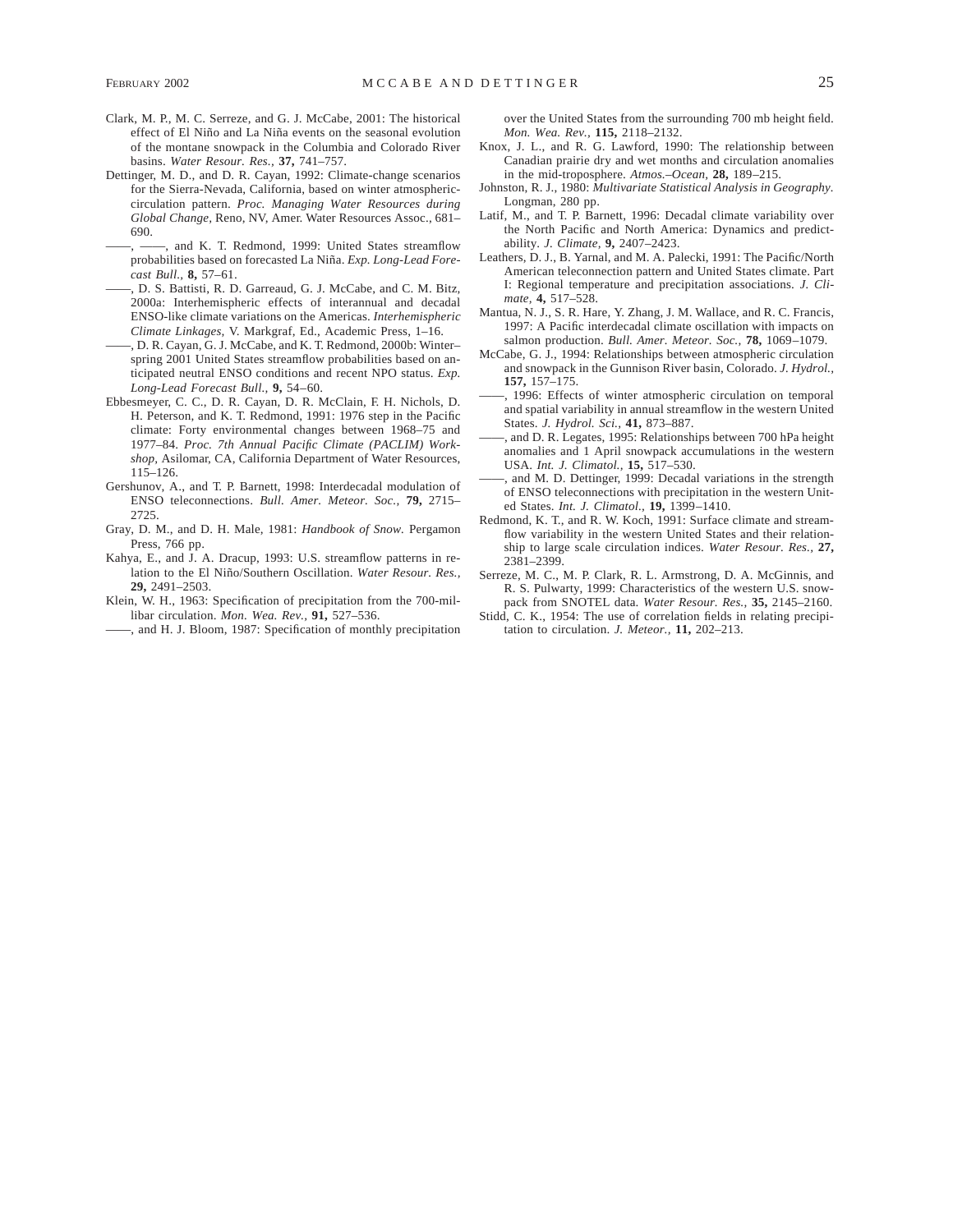Clark, M. P., M. C. Serreze, and G. J. McCabe, 2001: The historical effect of El Niño and La Niña events on the seasonal evolution of the montane snowpack in the Columbia and Colorado River basins. *Water Resour. Res.,* **37,** 741–757.

Dettinger, M. D., and D. R. Cayan, 1992: Climate-change scenarios for the Sierra-Nevada, California, based on winter atmospheric-circulation pattern. *Proc. Managing Water Resources during Global Change,* Reno, NV, Amer. Water Resources Assoc., 681–690.

——, ——, and K. T. Redmond, 1999: United States streamflow probabilities based on forecasted La Niña. *Exp. Long-Lead Forecast Bull.,* **8,** 57–61.

——, D. S. Battisti, R. D. Garreaud, G. J. McCabe, and C. M. Bitz, 2000a: Interhemispheric effects of interannual and decadal ENSO-like climate variations on the Americas. *Interhemispheric Climate Linkages,* V. Markgraf, Ed., Academic Press, 1–16.

——, D. R. Cayan, G. J. McCabe, and K. T. Redmond, 2000b: Winter–spring 2001 United States streamflow probabilities based on anticipated neutral ENSO conditions and recent NPO status. *Exp. Long-Lead Forecast Bull.,* **9,** 54–60.

Ebbesmeyer, C. C., D. R. Cayan, D. R. McClain, F. H. Nichols, D. H. Peterson, and K. T. Redmond, 1991: 1976 step in the Pacific climate: Forty environmental changes between 1968–75 and 1977–84. *Proc. 7th Annual Pacific Climate (PACLIM) Workshop,* Asilomar, CA, California Department of Water Resources, 115–126.

Gershunov, A., and T. P. Barnett, 1998: Interdecadal modulation of ENSO teleconnections. *Bull. Amer. Meteor. Soc.,* **79,** 2715–2725.

Gray, D. M., and D. H. Male, 1981: *Handbook of Snow.* Pergamon Press, 766 pp.

Kahya, E., and J. A. Dracup, 1993: U.S. streamflow patterns in relation to the El Niño/Southern Oscillation. *Water Resour. Res.,* **29,** 2491–2503.

Klein, W. H., 1963: Specification of precipitation from the 700-millibar circulation. *Mon. Wea. Rev.,* **91,** 527–536.

——, and H. J. Bloom, 1987: Specification of monthly precipitation over the United States from the surrounding 700 mb height field. *Mon. Wea. Rev.,* **115,** 2118–2132.

Knox, J. L., and R. G. Lawford, 1990: The relationship between Canadian prairie dry and wet months and circulation anomalies in the mid-troposphere. *Atmos.–Ocean,* **28,** 189–215.

Johnston, R. J., 1980: *Multivariate Statistical Analysis in Geography.* Longman, 280 pp.

Latif, M., and T. P. Barnett, 1996: Decadal climate variability over the North Pacific and North America: Dynamics and predictability. *J. Climate,* **9,** 2407–2423.

Leathers, D. J., B. Yarnal, and M. A. Palecki, 1991: The Pacific/North American teleconnection pattern and United States climate. Part I: Regional temperature and precipitation associations. *J. Climate,* **4,** 517–528.

Mantua, N. J., S. R. Hare, Y. Zhang, J. M. Wallace, and R. C. Francis, 1997: A Pacific interdecadal climate oscillation with impacts on salmon production. *Bull. Amer. Meteor. Soc.,* **78,** 1069–1079.

McCabe, G. J., 1994: Relationships between atmospheric circulation and snowpack in the Gunnison River basin, Colorado. *J. Hydrol.,* **157,** 157–175.

——, 1996: Effects of winter atmospheric circulation on temporal and spatial variability in annual streamflow in the western United States. *J. Hydrol. Sci.,* **41,** 873–887.

——, and D. R. Legates, 1995: Relationships between 700 hPa height anomalies and 1 April snowpack accumulations in the western USA. *Int. J. Climatol.,* **15,** 517–530.

——, and M. D. Dettinger, 1999: Decadal variations in the strength of ENSO teleconnections with precipitation in the western United States. *Int. J. Climatol.,* **19,** 1399–1410.

Redmond, K. T., and R. W. Koch, 1991: Surface climate and streamflow variability in the western United States and their relationship to large scale circulation indices. *Water Resour. Res.,* **27,** 2381–2399.

Serreze, M. C., M. P. Clark, R. L. Armstrong, D. A. McGinnis, and R. S. Pulwarty, 1999: Characteristics of the western U.S. snowpack from SNOTEL data. *Water Resour. Res.,* **35,** 2145–2160.

Stidd, C. K., 1954: The use of correlation fields in relating precipitation to circulation. *J. Meteor.,* **11,** 202–213.